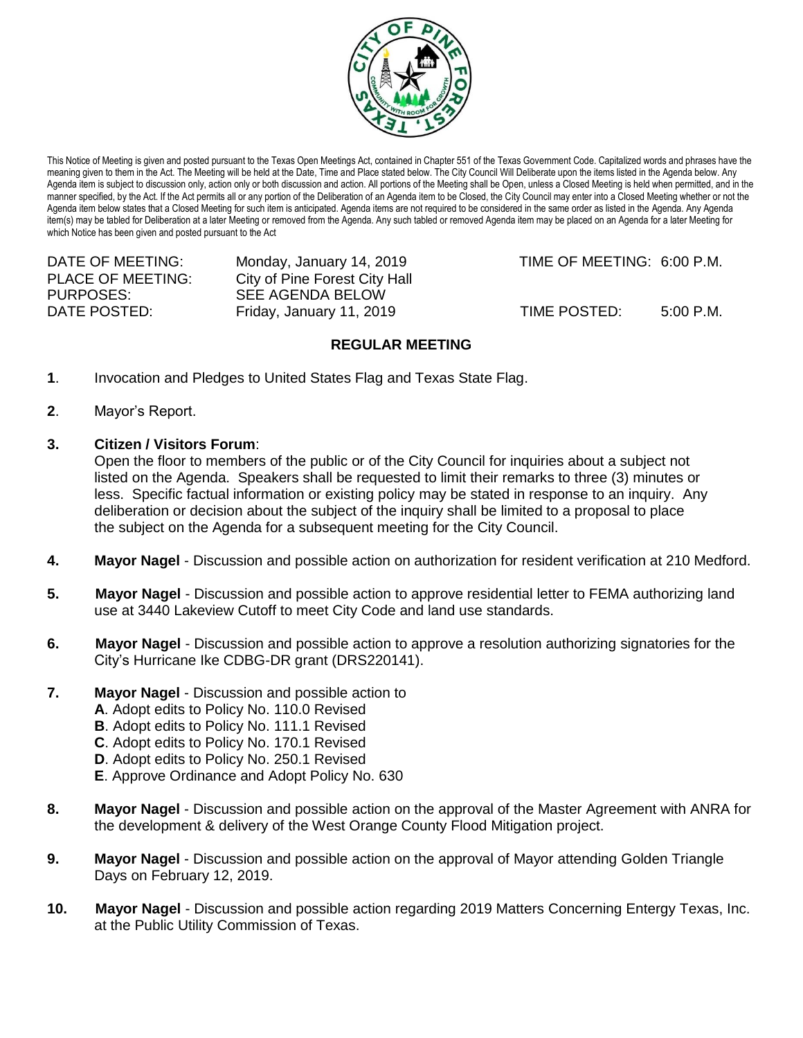This Notice of Meeting is given and posted pursuant to the Texas Open Meetings Act, contained in Chapter 551 of the Texas Government Code. Capitalized words and phrases have the meaning given to them in the Act. The Meeting will be held at the Date, Time and Place stated below. The City Council Will Deliberate upon the items listed in the Agenda below. Any Agenda item is subject to discussion only, action only or both discussion and action. All portions of the Meeting shall be Open, unless a Closed Meeting is held when permitted, and in the manner specified, by the Act. If the Act permits all or any portion of the Deliberation of an Agenda item to be Closed, the City Council may enter into a Closed Meeting whether or not the Agenda item below states that a Closed Meeting for such item is anticipated. Agenda items are not required to be considered in the same order as listed in the Agenda. Any Agenda item(s) may be tabled for Deliberation at a later Meeting or removed from the Agenda. Any such tabled or removed Agenda item may be placed on an Agenda for a later Meeting for which Notice has been given and posted pursuant to the Act

| | | | |
|---|---|---|---|
| DATE OF MEETING: | Monday, January 14, 2019 | TIME OF MEETING: | 6:00 P.M. |
| PLACE OF MEETING: | City of Pine Forest City Hall | | |
| PURPOSES: | SEE AGENDA BELOW | | |
| DATE POSTED: | Friday, January 11, 2019 | TIME POSTED: | 5:00 P.M. |

## REGULAR MEETING

**1**. Invocation and Pledges to United States Flag and Texas State Flag.

**2**. Mayor's Report.

**3. Citizen / Visitors Forum**:
Open the floor to members of the public or of the City Council for inquiries about a subject not listed on the Agenda. Speakers shall be requested to limit their remarks to three (3) minutes or less. Specific factual information or existing policy may be stated in response to an inquiry. Any deliberation or decision about the subject of the inquiry shall be limited to a proposal to place the subject on the Agenda for a subsequent meeting for the City Council.

**4. Mayor Nagel** - Discussion and possible action on authorization for resident verification at 210 Medford.

**5. Mayor Nagel** - Discussion and possible action to approve residential letter to FEMA authorizing land use at 3440 Lakeview Cutoff to meet City Code and land use standards.

**6. Mayor Nagel** - Discussion and possible action to approve a resolution authorizing signatories for the City's Hurricane Ike CDBG-DR grant (DRS220141).

**7. Mayor Nagel** - Discussion and possible action to
**A**. Adopt edits to Policy No. 110.0 Revised
**B**. Adopt edits to Policy No. 111.1 Revised
**C**. Adopt edits to Policy No. 170.1 Revised
**D**. Adopt edits to Policy No. 250.1 Revised
**E**. Approve Ordinance and Adopt Policy No. 630

**8. Mayor Nagel** - Discussion and possible action on the approval of the Master Agreement with ANRA for the development & delivery of the West Orange County Flood Mitigation project.

**9. Mayor Nagel** - Discussion and possible action on the approval of Mayor attending Golden Triangle Days on February 12, 2019.

**10. Mayor Nagel** - Discussion and possible action regarding 2019 Matters Concerning Entergy Texas, Inc. at the Public Utility Commission of Texas.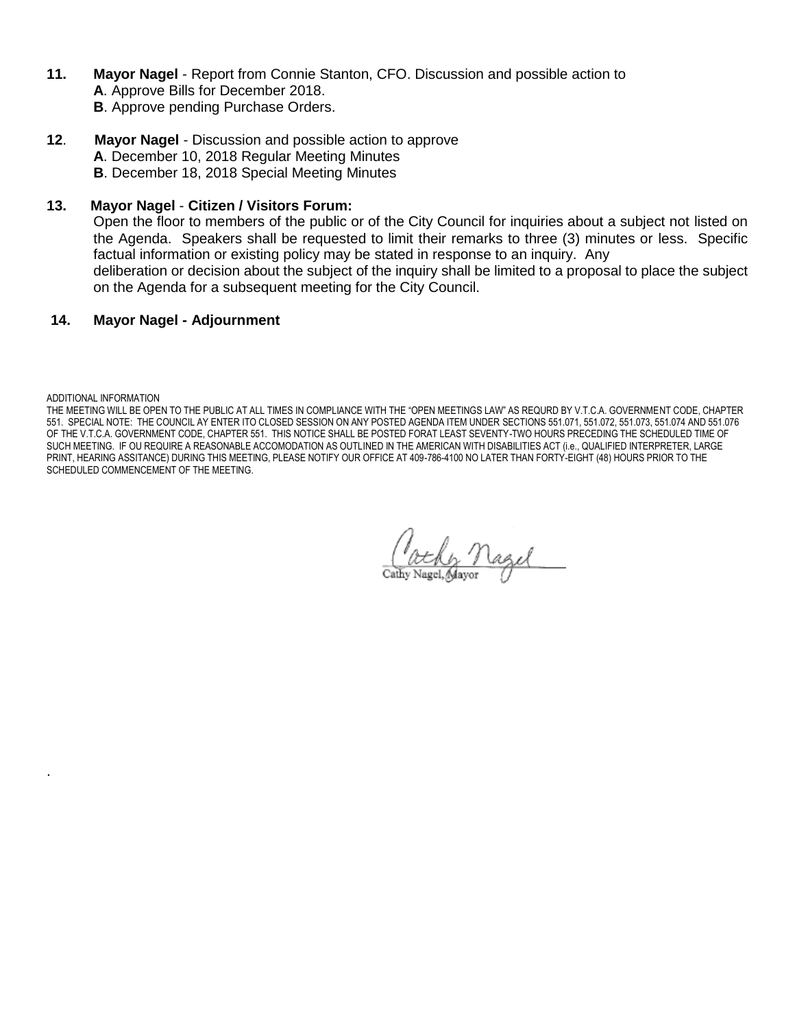**11. Mayor Nagel** - Report from Connie Stanton, CFO. Discussion and possible action to

**A**. Approve Bills for December 2018.

**B**. Approve pending Purchase Orders.

**12. Mayor Nagel** - Discussion and possible action to approve

**A**. December 10, 2018 Regular Meeting Minutes

**B**. December 18, 2018 Special Meeting Minutes

**13. Mayor Nagel - Citizen / Visitors Forum:**

Open the floor to members of the public or of the City Council for inquiries about a subject not listed on the Agenda. Speakers shall be requested to limit their remarks to three (3) minutes or less. Specific factual information or existing policy may be stated in response to an inquiry. Any deliberation or decision about the subject of the inquiry shall be limited to a proposal to place the subject on the Agenda for a subsequent meeting for the City Council.

**14. Mayor Nagel - Adjournment**

ADDITIONAL INFORMATION

THE MEETING WILL BE OPEN TO THE PUBLIC AT ALL TIMES IN COMPLIANCE WITH THE "OPEN MEETINGS LAW" AS REQURD BY V.T.C.A. GOVERNMENT CODE, CHAPTER 551. SPECIAL NOTE: THE COUNCIL AY ENTER ITO CLOSED SESSION ON ANY POSTED AGENDA ITEM UNDER SECTIONS 551.071, 551.072, 551.073, 551.074 AND 551.076 OF THE V.T.C.A. GOVERNMENT CODE, CHAPTER 551. THIS NOTICE SHALL BE POSTED FORAT LEAST SEVENTY-TWO HOURS PRECEDING THE SCHEDULED TIME OF SUCH MEETING. IF OU REQUIRE A REASONABLE ACCOMODATION AS OUTLINED IN THE AMERICAN WITH DISABILITIES ACT (i.e., QUALIFIED INTERPRETER, LARGE PRINT, HEARING ASSITANCE) DURING THIS MEETING, PLEASE NOTIFY OUR OFFICE AT 409-786-4100 NO LATER THAN FORTY-EIGHT (48) HOURS PRIOR TO THE SCHEDULED COMMENCEMENT OF THE MEETING.

Cathy Nagel, Mayor